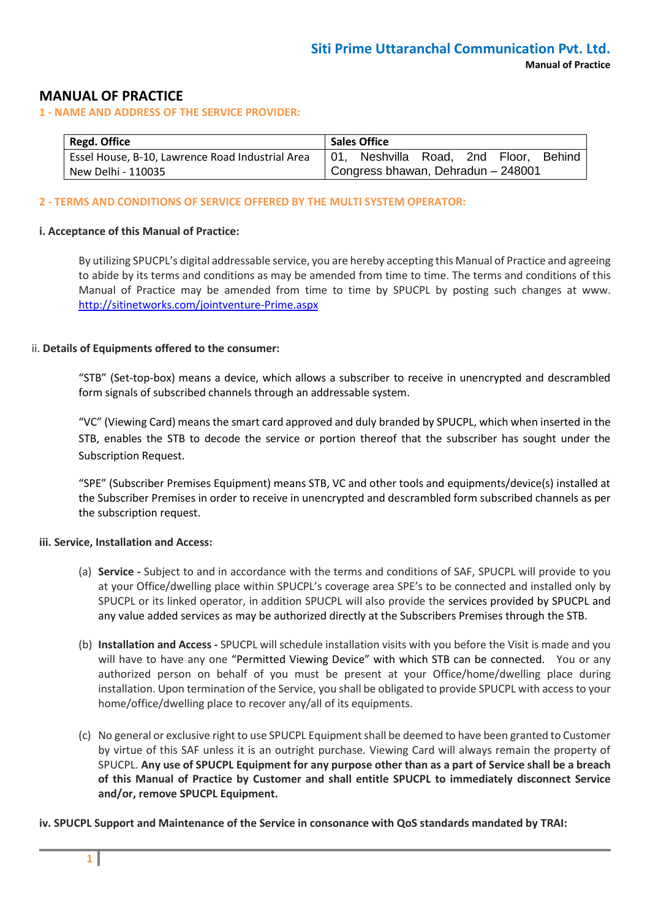# MANUAL OF PRACTICE

## 1 - NAME AND ADDRESS OF THE SERVICE PROVIDER:

| Regd. Office | Sales Office |
|---|---|
| Essel House, B-10, Lawrence Road Industrial Area New Delhi - 110035 | 01, Neshvilla Road, 2nd Floor, Behind Congress bhawan, Dehradun – 248001 |

## 2 - TERMS AND CONDITIONS OF SERVICE OFFERED BY THE MULTI SYSTEM OPERATOR:

### i. Acceptance of this Manual of Practice:

By utilizing SPUCPL's digital addressable service, you are hereby accepting this Manual of Practice and agreeing to abide by its terms and conditions as may be amended from time to time. The terms and conditions of this Manual of Practice may be amended from time to time by SPUCPL by posting such changes at www. http://sitinetworks.com/jointventure-Prime.aspx

### ii. Details of Equipments offered to the consumer:

"STB" (Set-top-box) means a device, which allows a subscriber to receive in unencrypted and descrambled form signals of subscribed channels through an addressable system.

"VC" (Viewing Card) means the smart card approved and duly branded by SPUCPL, which when inserted in the STB, enables the STB to decode the service or portion thereof that the subscriber has sought under the Subscription Request.

"SPE" (Subscriber Premises Equipment) means STB, VC and other tools and equipments/device(s) installed at the Subscriber Premises in order to receive in unencrypted and descrambled form subscribed channels as per the subscription request.

### iii. Service, Installation and Access:

(a) **Service -** Subject to and in accordance with the terms and conditions of SAF, SPUCPL will provide to you at your Office/dwelling place within SPUCPL's coverage area SPE's to be connected and installed only by SPUCPL or its linked operator, in addition SPUCPL will also provide the services provided by SPUCPL and any value added services as may be authorized directly at the Subscribers Premises through the STB.

(b) **Installation and Access -** SPUCPL will schedule installation visits with you before the Visit is made and you will have to have any one "Permitted Viewing Device" with which STB can be connected. You or any authorized person on behalf of you must be present at your Office/home/dwelling place during installation. Upon termination of the Service, you shall be obligated to provide SPUCPL with access to your home/office/dwelling place to recover any/all of its equipments.

(c) No general or exclusive right to use SPUCPL Equipment shall be deemed to have been granted to Customer by virtue of this SAF unless it is an outright purchase. Viewing Card will always remain the property of SPUCPL. **Any use of SPUCPL Equipment for any purpose other than as a part of Service shall be a breach of this Manual of Practice by Customer and shall entitle SPUCPL to immediately disconnect Service and/or, remove SPUCPL Equipment.**

### iv. SPUCPL Support and Maintenance of the Service in consonance with QoS standards mandated by TRAI: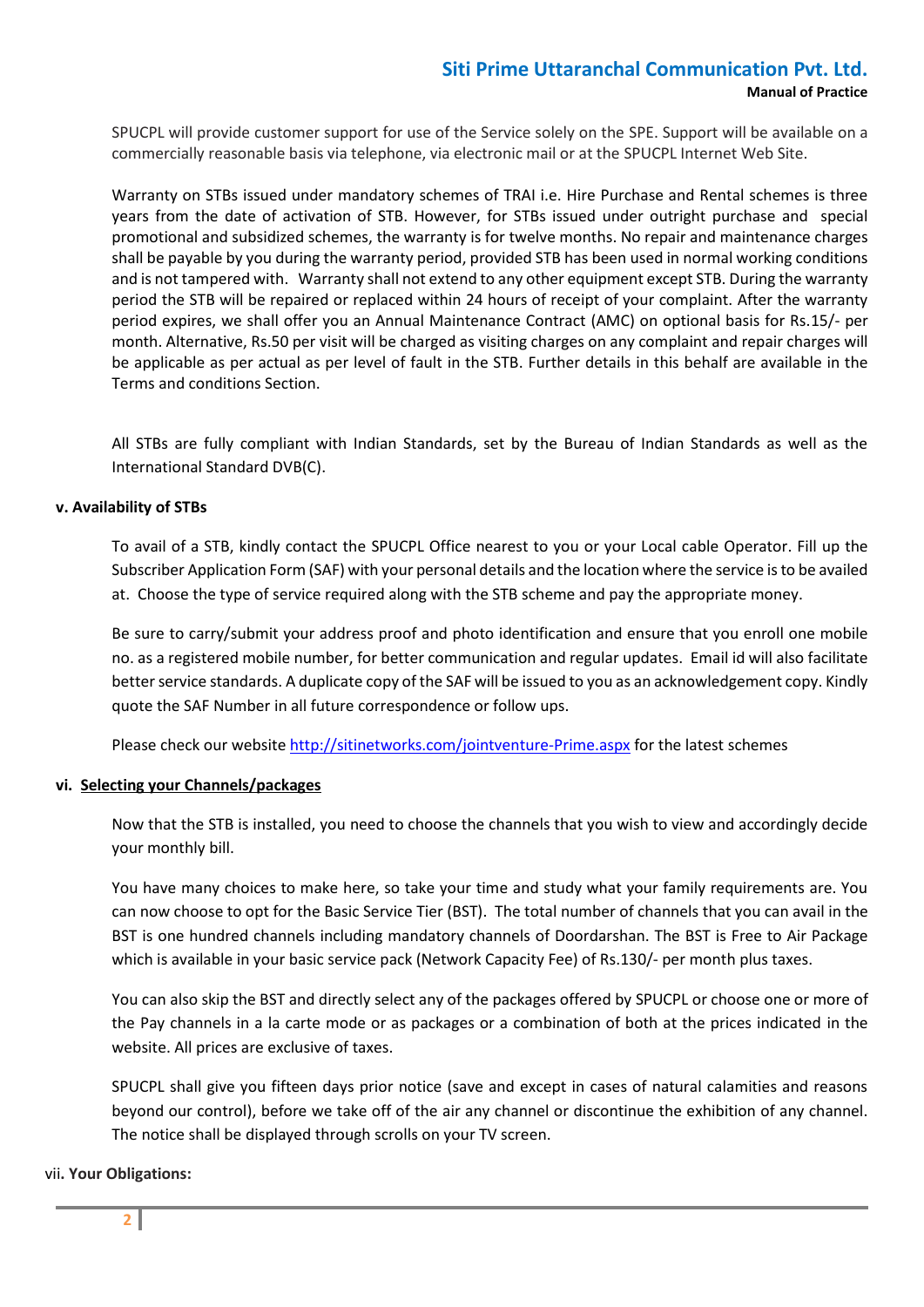SPUCPL will provide customer support for use of the Service solely on the SPE. Support will be available on a commercially reasonable basis via telephone, via electronic mail or at the SPUCPL Internet Web Site.

Warranty on STBs issued under mandatory schemes of TRAI i.e. Hire Purchase and Rental schemes is three years from the date of activation of STB. However, for STBs issued under outright purchase and special promotional and subsidized schemes, the warranty is for twelve months. No repair and maintenance charges shall be payable by you during the warranty period, provided STB has been used in normal working conditions and is not tampered with. Warranty shall not extend to any other equipment except STB. During the warranty period the STB will be repaired or replaced within 24 hours of receipt of your complaint. After the warranty period expires, we shall offer you an Annual Maintenance Contract (AMC) on optional basis for Rs.15/- per month. Alternative, Rs.50 per visit will be charged as visiting charges on any complaint and repair charges will be applicable as per actual as per level of fault in the STB. Further details in this behalf are available in the Terms and conditions Section.

All STBs are fully compliant with Indian Standards, set by the Bureau of Indian Standards as well as the International Standard DVB(C).

**v. Availability of STBs**

To avail of a STB, kindly contact the SPUCPL Office nearest to you or your Local cable Operator. Fill up the Subscriber Application Form (SAF) with your personal details and the location where the service is to be availed at. Choose the type of service required along with the STB scheme and pay the appropriate money.

Be sure to carry/submit your address proof and photo identification and ensure that you enroll one mobile no. as a registered mobile number, for better communication and regular updates. Email id will also facilitate better service standards. A duplicate copy of the SAF will be issued to you as an acknowledgement copy. Kindly quote the SAF Number in all future correspondence or follow ups.

Please check our website http://sitinetworks.com/jointventure-Prime.aspx for the latest schemes

**vi. Selecting your Channels/packages**

Now that the STB is installed, you need to choose the channels that you wish to view and accordingly decide your monthly bill.

You have many choices to make here, so take your time and study what your family requirements are. You can now choose to opt for the Basic Service Tier (BST). The total number of channels that you can avail in the BST is one hundred channels including mandatory channels of Doordarshan. The BST is Free to Air Package which is available in your basic service pack (Network Capacity Fee) of Rs.130/- per month plus taxes.

You can also skip the BST and directly select any of the packages offered by SPUCPL or choose one or more of the Pay channels in a la carte mode or as packages or a combination of both at the prices indicated in the website. All prices are exclusive of taxes.

SPUCPL shall give you fifteen days prior notice (save and except in cases of natural calamities and reasons beyond our control), before we take off of the air any channel or discontinue the exhibition of any channel. The notice shall be displayed through scrolls on your TV screen.

vii**. Your Obligations:**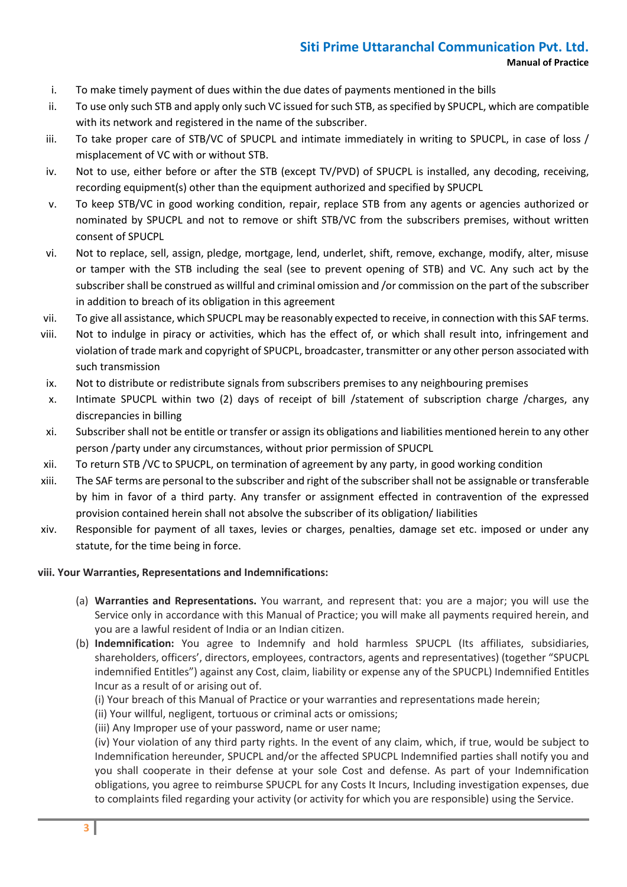i. To make timely payment of dues within the due dates of payments mentioned in the bills
ii. To use only such STB and apply only such VC issued for such STB, as specified by SPUCPL, which are compatible with its network and registered in the name of the subscriber.
iii. To take proper care of STB/VC of SPUCPL and intimate immediately in writing to SPUCPL, in case of loss / misplacement of VC with or without STB.
iv. Not to use, either before or after the STB (except TV/PVD) of SPUCPL is installed, any decoding, receiving, recording equipment(s) other than the equipment authorized and specified by SPUCPL
v. To keep STB/VC in good working condition, repair, replace STB from any agents or agencies authorized or nominated by SPUCPL and not to remove or shift STB/VC from the subscribers premises, without written consent of SPUCPL
vi. Not to replace, sell, assign, pledge, mortgage, lend, underlet, shift, remove, exchange, modify, alter, misuse or tamper with the STB including the seal (see to prevent opening of STB) and VC. Any such act by the subscriber shall be construed as willful and criminal omission and /or commission on the part of the subscriber in addition to breach of its obligation in this agreement
vii. To give all assistance, which SPUCPL may be reasonably expected to receive, in connection with this SAF terms.
viii. Not to indulge in piracy or activities, which has the effect of, or which shall result into, infringement and violation of trade mark and copyright of SPUCPL, broadcaster, transmitter or any other person associated with such transmission
ix. Not to distribute or redistribute signals from subscribers premises to any neighbouring premises
x. Intimate SPUCPL within two (2) days of receipt of bill /statement of subscription charge /charges, any discrepancies in billing
xi. Subscriber shall not be entitle or transfer or assign its obligations and liabilities mentioned herein to any other person /party under any circumstances, without prior permission of SPUCPL
xii. To return STB /VC to SPUCPL, on termination of agreement by any party, in good working condition
xiii. The SAF terms are personal to the subscriber and right of the subscriber shall not be assignable or transferable by him in favor of a third party. Any transfer or assignment effected in contravention of the expressed provision contained herein shall not absolve the subscriber of its obligation/ liabilities
xiv. Responsible for payment of all taxes, levies or charges, penalties, damage set etc. imposed or under any statute, for the time being in force.

**viii. Your Warranties, Representations and Indemnifications:**

(a) **Warranties and Representations.** You warrant, and represent that: you are a major; you will use the Service only in accordance with this Manual of Practice; you will make all payments required herein, and you are a lawful resident of India or an Indian citizen.

(b) **Indemnification:** You agree to Indemnify and hold harmless SPUCPL (Its affiliates, subsidiaries, shareholders, officers', directors, employees, contractors, agents and representatives) (together "SPUCPL indemnified Entitles") against any Cost, claim, liability or expense any of the SPUCPL) Indemnified Entitles Incur as a result of or arising out of.

(i) Your breach of this Manual of Practice or your warranties and representations made herein;

(ii) Your willful, negligent, tortuous or criminal acts or omissions;

(iii) Any Improper use of your password, name or user name;

(iv) Your violation of any third party rights. In the event of any claim, which, if true, would be subject to Indemnification hereunder, SPUCPL and/or the affected SPUCPL Indemnified parties shall notify you and you shall cooperate in their defense at your sole Cost and defense. As part of your Indemnification obligations, you agree to reimburse SPUCPL for any Costs It Incurs, Including investigation expenses, due to complaints filed regarding your activity (or activity for which you are responsible) using the Service.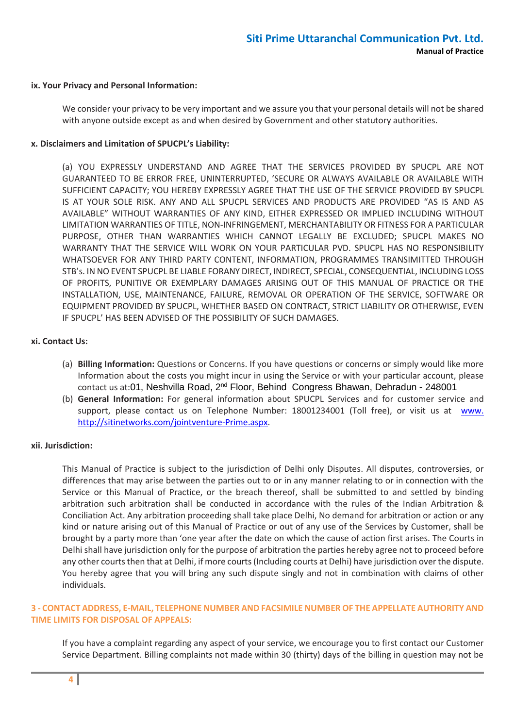**ix. Your Privacy and Personal Information:**

We consider your privacy to be very important and we assure you that your personal details will not be shared with anyone outside except as and when desired by Government and other statutory authorities.

**x. Disclaimers and Limitation of SPUCPL's Liability:**

(a) YOU EXPRESSLY UNDERSTAND AND AGREE THAT THE SERVICES PROVIDED BY SPUCPL ARE NOT GUARANTEED TO BE ERROR FREE, UNINTERRUPTED, 'SECURE OR ALWAYS AVAILABLE OR AVAILABLE WITH SUFFICIENT CAPACITY; YOU HEREBY EXPRESSLY AGREE THAT THE USE OF THE SERVICE PROVIDED BY SPUCPL IS AT YOUR SOLE RISK. ANY AND ALL SPUCPL SERVICES AND PRODUCTS ARE PROVIDED "AS IS AND AS AVAILABLE" WITHOUT WARRANTIES OF ANY KIND, EITHER EXPRESSED OR IMPLIED INCLUDING WITHOUT LIMITATION WARRANTIES OF TITLE, NON-INFRINGEMENT, MERCHANTABILITY OR FITNESS FOR A PARTICULAR PURPOSE, OTHER THAN WARRANTIES WHICH CANNOT LEGALLY BE EXCLUDED; SPUCPL MAKES NO WARRANTY THAT THE SERVICE WILL WORK ON YOUR PARTICULAR PVD. SPUCPL HAS NO RESPONSIBILITY WHATSOEVER FOR ANY THIRD PARTY CONTENT, INFORMATION, PROGRAMMES TRANSIMITTED THROUGH STB's. IN NO EVENT SPUCPL BE LIABLE FORANY DIRECT, INDIRECT, SPECIAL, CONSEQUENTIAL, INCLUDING LOSS OF PROFITS, PUNITIVE OR EXEMPLARY DAMAGES ARISING OUT OF THIS MANUAL OF PRACTICE OR THE INSTALLATION, USE, MAINTENANCE, FAILURE, REMOVAL OR OPERATION OF THE SERVICE, SOFTWARE OR EQUIPMENT PROVIDED BY SPUCPL, WHETHER BASED ON CONTRACT, STRICT LIABILITY OR OTHERWISE, EVEN IF SPUCPL' HAS BEEN ADVISED OF THE POSSIBILITY OF SUCH DAMAGES.

**xi. Contact Us:**

(a) **Billing Information:** Questions or Concerns. If you have questions or concerns or simply would like more Information about the costs you might incur in using the Service or with your particular account, please contact us at:01, Neshvilla Road, 2nd Floor, Behind Congress Bhawan, Dehradun - 248001

(b) **General Information:** For general information about SPUCPL Services and for customer service and support, please contact us on Telephone Number: 18001234001 (Toll free), or visit us at www. http://sitinetworks.com/jointventure-Prime.aspx.

**xii. Jurisdiction:**

This Manual of Practice is subject to the jurisdiction of Delhi only Disputes. All disputes, controversies, or differences that may arise between the parties out to or in any manner relating to or in connection with the Service or this Manual of Practice, or the breach thereof, shall be submitted to and settled by binding arbitration such arbitration shall be conducted in accordance with the rules of the Indian Arbitration & Conciliation Act. Any arbitration proceeding shall take place Delhi, No demand for arbitration or action or any kind or nature arising out of this Manual of Practice or out of any use of the Services by Customer, shall be brought by a party more than 'one year after the date on which the cause of action first arises. The Courts in Delhi shall have jurisdiction only for the purpose of arbitration the parties hereby agree not to proceed before any other courts then that at Delhi, if more courts (Including courts at Delhi) have jurisdiction over the dispute. You hereby agree that you will bring any such dispute singly and not in combination with claims of other individuals.

## 3 - CONTACT ADDRESS, E-MAIL, TELEPHONE NUMBER AND FACSIMILE NUMBER OF THE APPELLATE AUTHORITY AND TIME LIMITS FOR DISPOSAL OF APPEALS:

If you have a complaint regarding any aspect of your service, we encourage you to first contact our Customer Service Department. Billing complaints not made within 30 (thirty) days of the billing in question may not be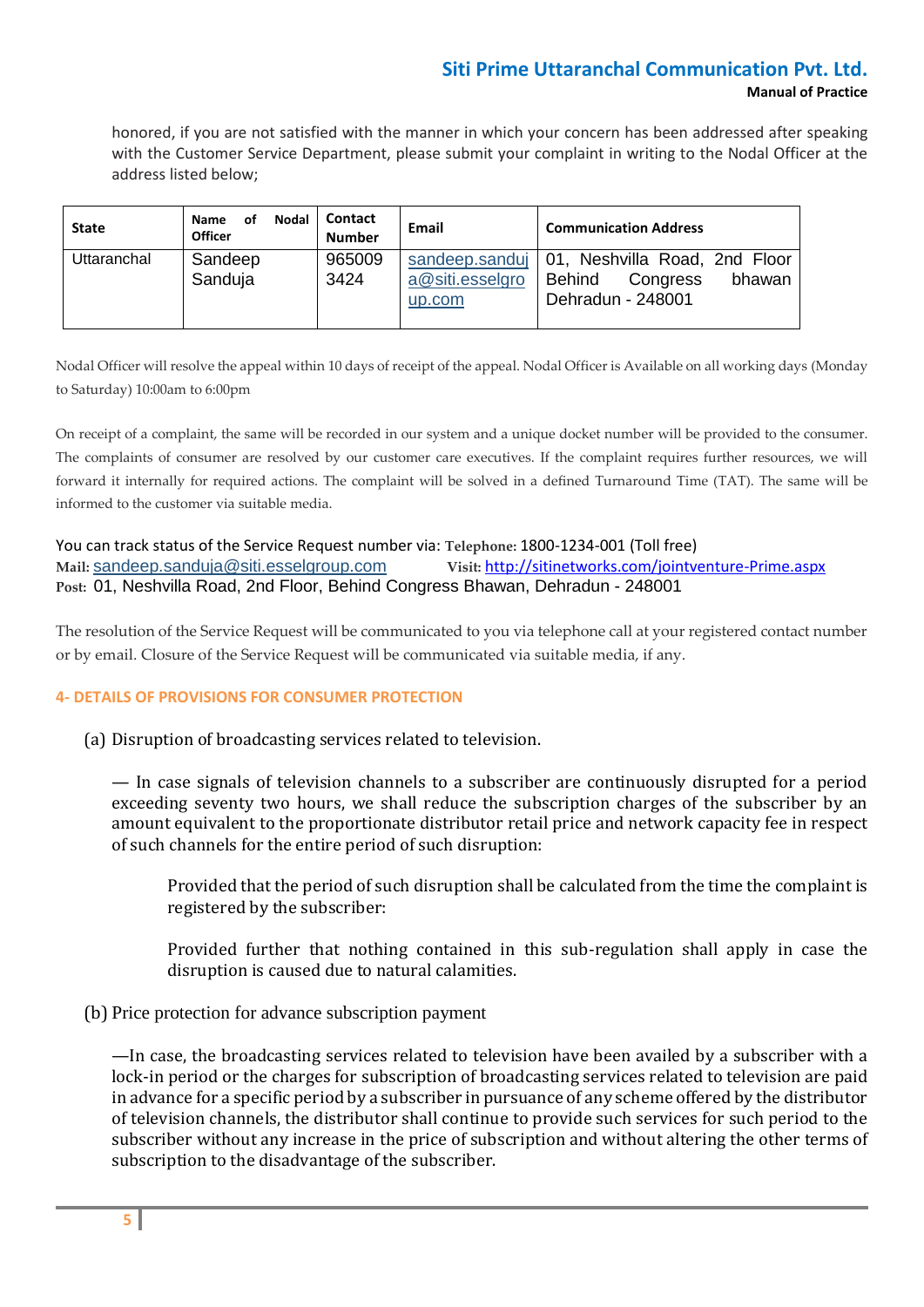honored, if you are not satisfied with the manner in which your concern has been addressed after speaking with the Customer Service Department, please submit your complaint in writing to the Nodal Officer at the address listed below;

| State | Name of Nodal Officer | Contact Number | Email | Communication Address |
|---|---|---|---|---|
| Uttaranchal | Sandeep Sanduja | 9650093424 | sandeep.sanduja@siti.esselgroup.com | 01, Neshvilla Road, 2nd Floor Behind Congress bhawan Dehradun - 248001 |

Nodal Officer will resolve the appeal within 10 days of receipt of the appeal. Nodal Officer is Available on all working days (Monday to Saturday) 10:00am to 6:00pm

On receipt of a complaint, the same will be recorded in our system and a unique docket number will be provided to the consumer. The complaints of consumer are resolved by our customer care executives. If the complaint requires further resources, we will forward it internally for required actions. The complaint will be solved in a defined Turnaround Time (TAT). The same will be informed to the customer via suitable media.

You can track status of the Service Request number via: **Telephone:** 1800-1234-001 (Toll free)
**Mail:** sandeep.sanduja@siti.esselgroup.com **Visit:** http://sitinetworks.com/jointventure-Prime.aspx
**Post:** 01, Neshvilla Road, 2nd Floor, Behind Congress Bhawan, Dehradun - 248001

The resolution of the Service Request will be communicated to you via telephone call at your registered contact number or by email. Closure of the Service Request will be communicated via suitable media, if any.

## 4- DETAILS OF PROVISIONS FOR CONSUMER PROTECTION

(a) Disruption of broadcasting services related to television.

— In case signals of television channels to a subscriber are continuously disrupted for a period exceeding seventy two hours, we shall reduce the subscription charges of the subscriber by an amount equivalent to the proportionate distributor retail price and network capacity fee in respect of such channels for the entire period of such disruption:

Provided that the period of such disruption shall be calculated from the time the complaint is registered by the subscriber:

Provided further that nothing contained in this sub-regulation shall apply in case the disruption is caused due to natural calamities.

(b) Price protection for advance subscription payment

—In case, the broadcasting services related to television have been availed by a subscriber with a lock-in period or the charges for subscription of broadcasting services related to television are paid in advance for a specific period by a subscriber in pursuance of any scheme offered by the distributor of television channels, the distributor shall continue to provide such services for such period to the subscriber without any increase in the price of subscription and without altering the other terms of subscription to the disadvantage of the subscriber.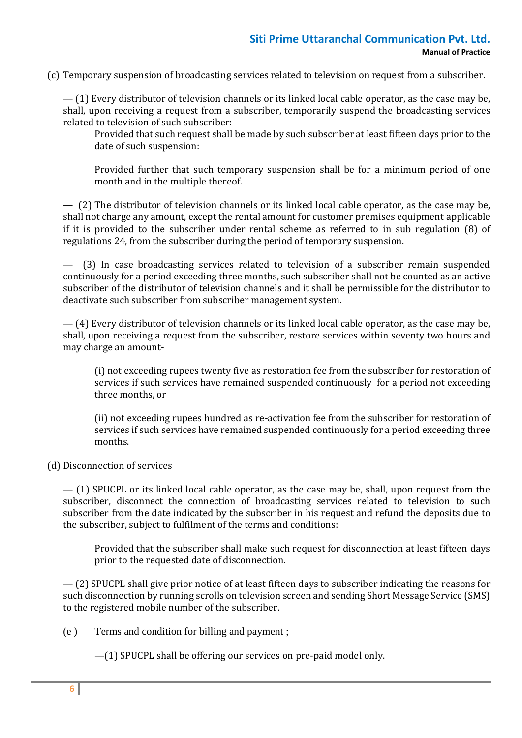(c) Temporary suspension of broadcasting services related to television on request from a subscriber.

— (1) Every distributor of television channels or its linked local cable operator, as the case may be, shall, upon receiving a request from a subscriber, temporarily suspend the broadcasting services related to television of such subscriber:

Provided that such request shall be made by such subscriber at least fifteen days prior to the date of such suspension:

Provided further that such temporary suspension shall be for a minimum period of one month and in the multiple thereof.

— (2) The distributor of television channels or its linked local cable operator, as the case may be, shall not charge any amount, except the rental amount for customer premises equipment applicable if it is provided to the subscriber under rental scheme as referred to in sub regulation (8) of regulations 24, from the subscriber during the period of temporary suspension.

— (3) In case broadcasting services related to television of a subscriber remain suspended continuously for a period exceeding three months, such subscriber shall not be counted as an active subscriber of the distributor of television channels and it shall be permissible for the distributor to deactivate such subscriber from subscriber management system.

— (4) Every distributor of television channels or its linked local cable operator, as the case may be, shall, upon receiving a request from the subscriber, restore services within seventy two hours and may charge an amount-

(i) not exceeding rupees twenty five as restoration fee from the subscriber for restoration of services if such services have remained suspended continuously for a period not exceeding three months, or

(ii) not exceeding rupees hundred as re-activation fee from the subscriber for restoration of services if such services have remained suspended continuously for a period exceeding three months.

(d) Disconnection of services

— (1) SPUCPL or its linked local cable operator, as the case may be, shall, upon request from the subscriber, disconnect the connection of broadcasting services related to television to such subscriber from the date indicated by the subscriber in his request and refund the deposits due to the subscriber, subject to fulfilment of the terms and conditions:

Provided that the subscriber shall make such request for disconnection at least fifteen days prior to the requested date of disconnection.

— (2) SPUCPL shall give prior notice of at least fifteen days to subscriber indicating the reasons for such disconnection by running scrolls on television screen and sending Short Message Service (SMS) to the registered mobile number of the subscriber.

(e) Terms and condition for billing and payment ;

—(1) SPUCPL shall be offering our services on pre-paid model only.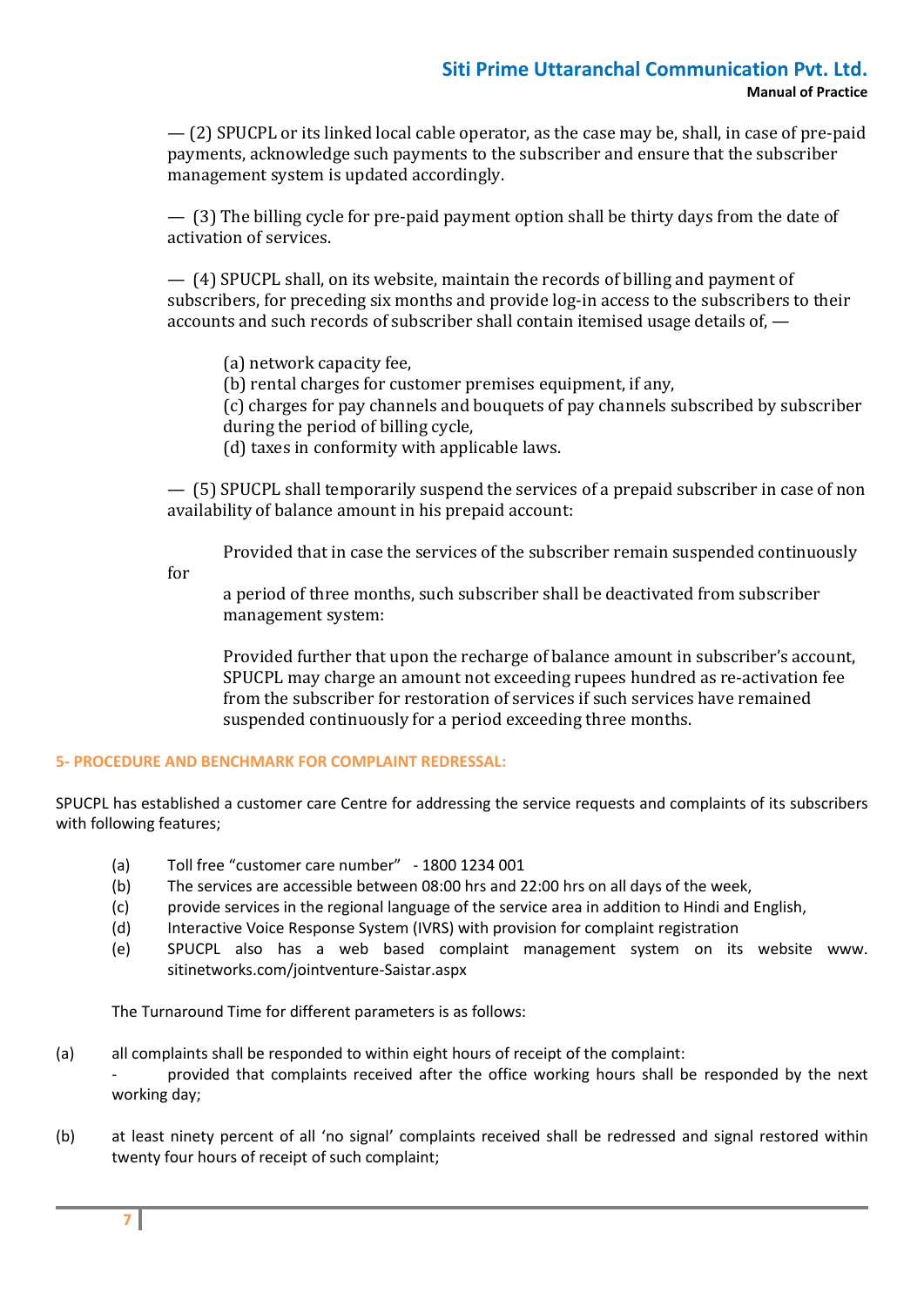— (2) SPUCPL or its linked local cable operator, as the case may be, shall, in case of pre-paid payments, acknowledge such payments to the subscriber and ensure that the subscriber management system is updated accordingly.

— (3) The billing cycle for pre-paid payment option shall be thirty days from the date of activation of services.

— (4) SPUCPL shall, on its website, maintain the records of billing and payment of subscribers, for preceding six months and provide log-in access to the subscribers to their accounts and such records of subscriber shall contain itemised usage details of, —

(a) network capacity fee,
(b) rental charges for customer premises equipment, if any,
(c) charges for pay channels and bouquets of pay channels subscribed by subscriber during the period of billing cycle,
(d) taxes in conformity with applicable laws.

— (5) SPUCPL shall temporarily suspend the services of a prepaid subscriber in case of non availability of balance amount in his prepaid account:

Provided that in case the services of the subscriber remain suspended continuously for a period of three months, such subscriber shall be deactivated from subscriber management system:

Provided further that upon the recharge of balance amount in subscriber's account, SPUCPL may charge an amount not exceeding rupees hundred as re-activation fee from the subscriber for restoration of services if such services have remained suspended continuously for a period exceeding three months.

## 5- PROCEDURE AND BENCHMARK FOR COMPLAINT REDRESSAL:

SPUCPL has established a customer care Centre for addressing the service requests and complaints of its subscribers with following features;

(a) Toll free "customer care number" - 1800 1234 001
(b) The services are accessible between 08:00 hrs and 22:00 hrs on all days of the week,
(c) provide services in the regional language of the service area in addition to Hindi and English,
(d) Interactive Voice Response System (IVRS) with provision for complaint registration
(e) SPUCPL also has a web based complaint management system on its website www. sitinetworks.com/jointventure-Saistar.aspx

The Turnaround Time for different parameters is as follows:

(a) all complaints shall be responded to within eight hours of receipt of the complaint:
- provided that complaints received after the office working hours shall be responded by the next working day;

(b) at least ninety percent of all 'no signal' complaints received shall be redressed and signal restored within twenty four hours of receipt of such complaint;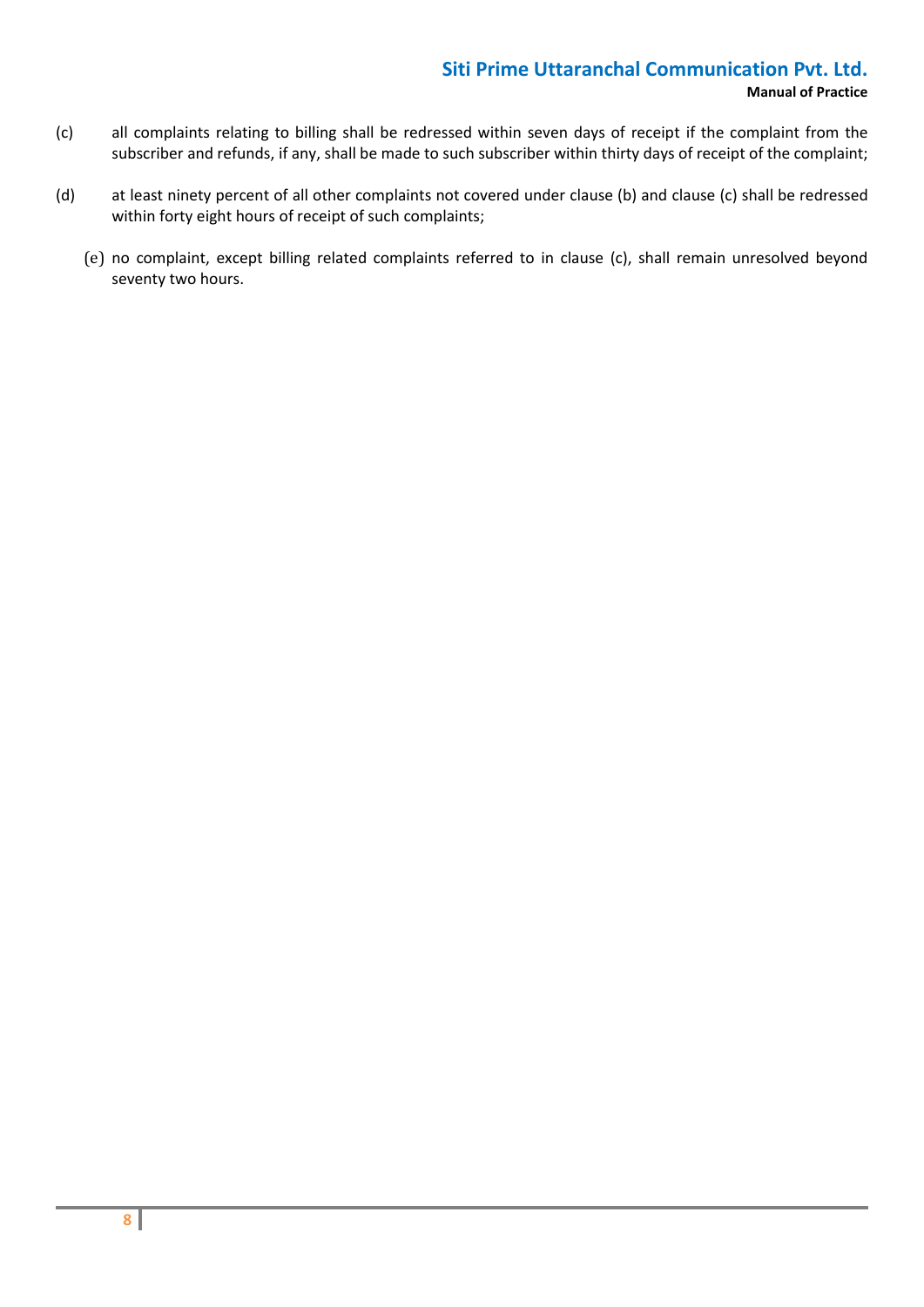(c) all complaints relating to billing shall be redressed within seven days of receipt if the complaint from the subscriber and refunds, if any, shall be made to such subscriber within thirty days of receipt of the complaint;

(d) at least ninety percent of all other complaints not covered under clause (b) and clause (c) shall be redressed within forty eight hours of receipt of such complaints;

(e) no complaint, except billing related complaints referred to in clause (c), shall remain unresolved beyond seventy two hours.